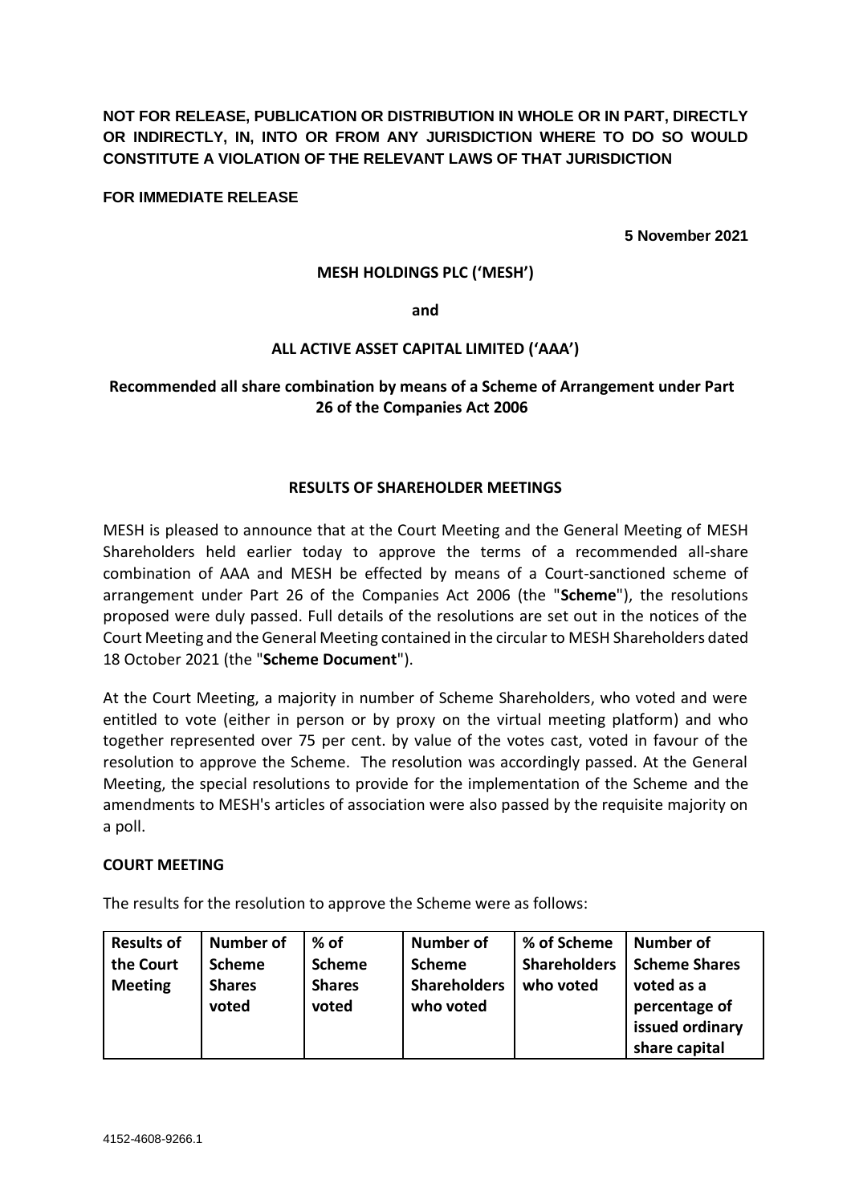**NOT FOR RELEASE, PUBLICATION OR DISTRIBUTION IN WHOLE OR IN PART, DIRECTLY OR INDIRECTLY, IN, INTO OR FROM ANY JURISDICTION WHERE TO DO SO WOULD CONSTITUTE A VIOLATION OF THE RELEVANT LAWS OF THAT JURISDICTION**

**FOR IMMEDIATE RELEASE**

**5 November 2021**

**MESH HOLDINGS PLC ('MESH')**

**and**

**ALL ACTIVE ASSET CAPITAL LIMITED ('AAA')**

**Recommended all share combination by means of a Scheme of Arrangement under Part 26 of the Companies Act 2006**

**RESULTS OF SHAREHOLDER MEETINGS**

MESH is pleased to announce that at the Court Meeting and the General Meeting of MESH Shareholders held earlier today to approve the terms of a recommended all-share combination of AAA and MESH be effected by means of a Court-sanctioned scheme of arrangement under Part 26 of the Companies Act 2006 (the "**Scheme**"), the resolutions proposed were duly passed. Full details of the resolutions are set out in the notices of the Court Meeting and the General Meeting contained in the circular to MESH Shareholders dated 18 October 2021 (the "**Scheme Document**").

At the Court Meeting, a majority in number of Scheme Shareholders, who voted and were entitled to vote (either in person or by proxy on the virtual meeting platform) and who together represented over 75 per cent. by value of the votes cast, voted in favour of the resolution to approve the Scheme. The resolution was accordingly passed. At the General Meeting, the special resolutions to provide for the implementation of the Scheme and the amendments to MESH's articles of association were also passed by the requisite majority on a poll.

**COURT MEETING**

The results for the resolution to approve the Scheme were as follows:

| Results of the Court Meeting | Number of Scheme Shares voted | % of Scheme Shares voted | Number of Scheme Shareholders who voted | % of Scheme Shareholders who voted | Number of Scheme Shares voted as a percentage of issued ordinary share capital |
|---|---|---|---|---|---|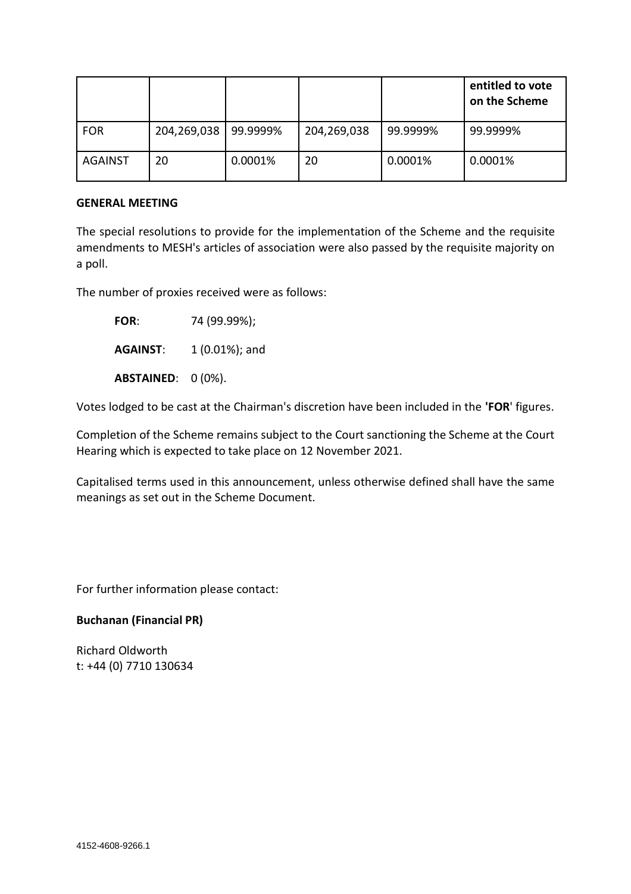| | | | | | entitled to vote on the Scheme |
|---|---|---|---|---|---|
| FOR | 204,269,038 | 99.9999% | 204,269,038 | 99.9999% | 99.9999% |
| AGAINST | 20 | 0.0001% | 20 | 0.0001% | 0.0001% |

**GENERAL MEETING**

The special resolutions to provide for the implementation of the Scheme and the requisite amendments to MESH's articles of association were also passed by the requisite majority on a poll.

The number of proxies received were as follows:

**FOR**: 74 (99.99%);

**AGAINST**: 1 (0.01%); and

**ABSTAINED**: 0 (0%).

Votes lodged to be cast at the Chairman's discretion have been included in the '**FOR**' figures.

Completion of the Scheme remains subject to the Court sanctioning the Scheme at the Court Hearing which is expected to take place on 12 November 2021.

Capitalised terms used in this announcement, unless otherwise defined shall have the same meanings as set out in the Scheme Document.

For further information please contact:

**Buchanan (Financial PR)**

Richard Oldworth
t: +44 (0) 7710 130634

4152-4608-9266.1